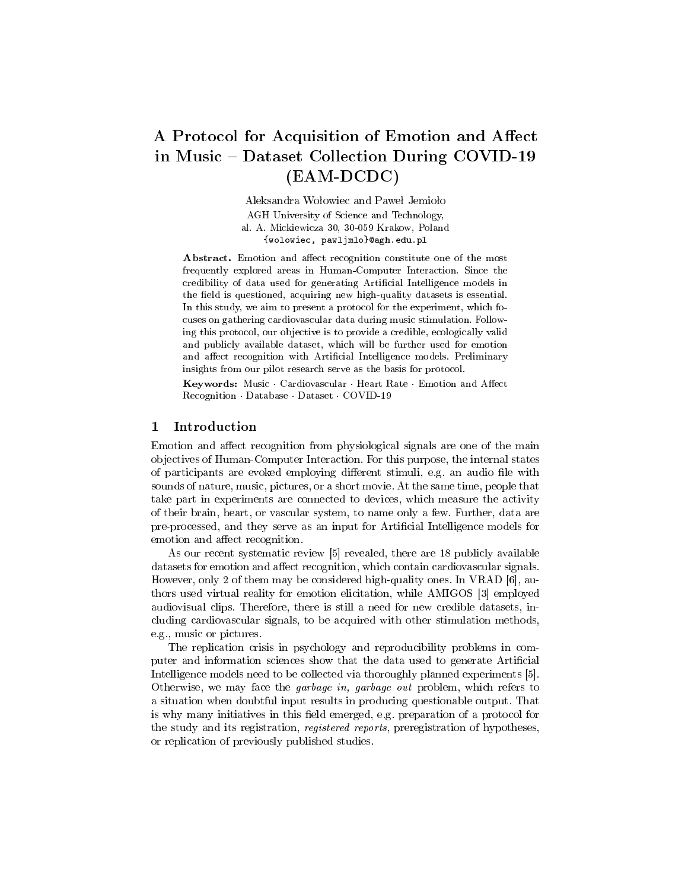# A Protocol for Acquisition of Emotion and Affect in Music – Dataset Collection During COVID-19 (EAM-DCDC)

Aleksandra Wołowiec and Paweł Jemioło

AGH University of Science and Technology,
al. A. Mickiewicza 30, 30-059 Krakow, Poland
{wolowiec, pawljmlo}@agh.edu.pl

**Abstract.** Emotion and affect recognition constitute one of the most frequently explored areas in Human-Computer Interaction. Since the credibility of data used for generating Artificial Intelligence models in the field is questioned, acquiring new high-quality datasets is essential. In this study, we aim to present a protocol for the experiment, which focuses on gathering cardiovascular data during music stimulation. Following this protocol, our objective is to provide a credible, ecologically valid and publicly available dataset, which will be further used for emotion and affect recognition with Artificial Intelligence models. Preliminary insights from our pilot research serve as the basis for protocol.

**Keywords:** Music · Cardiovascular · Heart Rate · Emotion and Affect Recognition · Database · Dataset · COVID-19

## 1 Introduction

Emotion and affect recognition from physiological signals are one of the main objectives of Human-Computer Interaction. For this purpose, the internal states of participants are evoked employing different stimuli, e.g. an audio file with sounds of nature, music, pictures, or a short movie. At the same time, people that take part in experiments are connected to devices, which measure the activity of their brain, heart, or vascular system, to name only a few. Further, data are pre-processed, and they serve as an input for Artificial Intelligence models for emotion and affect recognition.

As our recent systematic review [5] revealed, there are 18 publicly available datasets for emotion and affect recognition, which contain cardiovascular signals. However, only 2 of them may be considered high-quality ones. In VRAD [6], authors used virtual reality for emotion elicitation, while AMIGOS [3] employed audiovisual clips. Therefore, there is still a need for new credible datasets, including cardiovascular signals, to be acquired with other stimulation methods, e.g., music or pictures.

The replication crisis in psychology and reproducibility problems in computer and information sciences show that the data used to generate Artificial Intelligence models need to be collected via thoroughly planned experiments [5]. Otherwise, we may face the *garbage in, garbage out* problem, which refers to a situation when doubtful input results in producing questionable output. That is why many initiatives in this field emerged, e.g. preparation of a protocol for the study and its registration, *registered reports*, preregistration of hypotheses, or replication of previously published studies.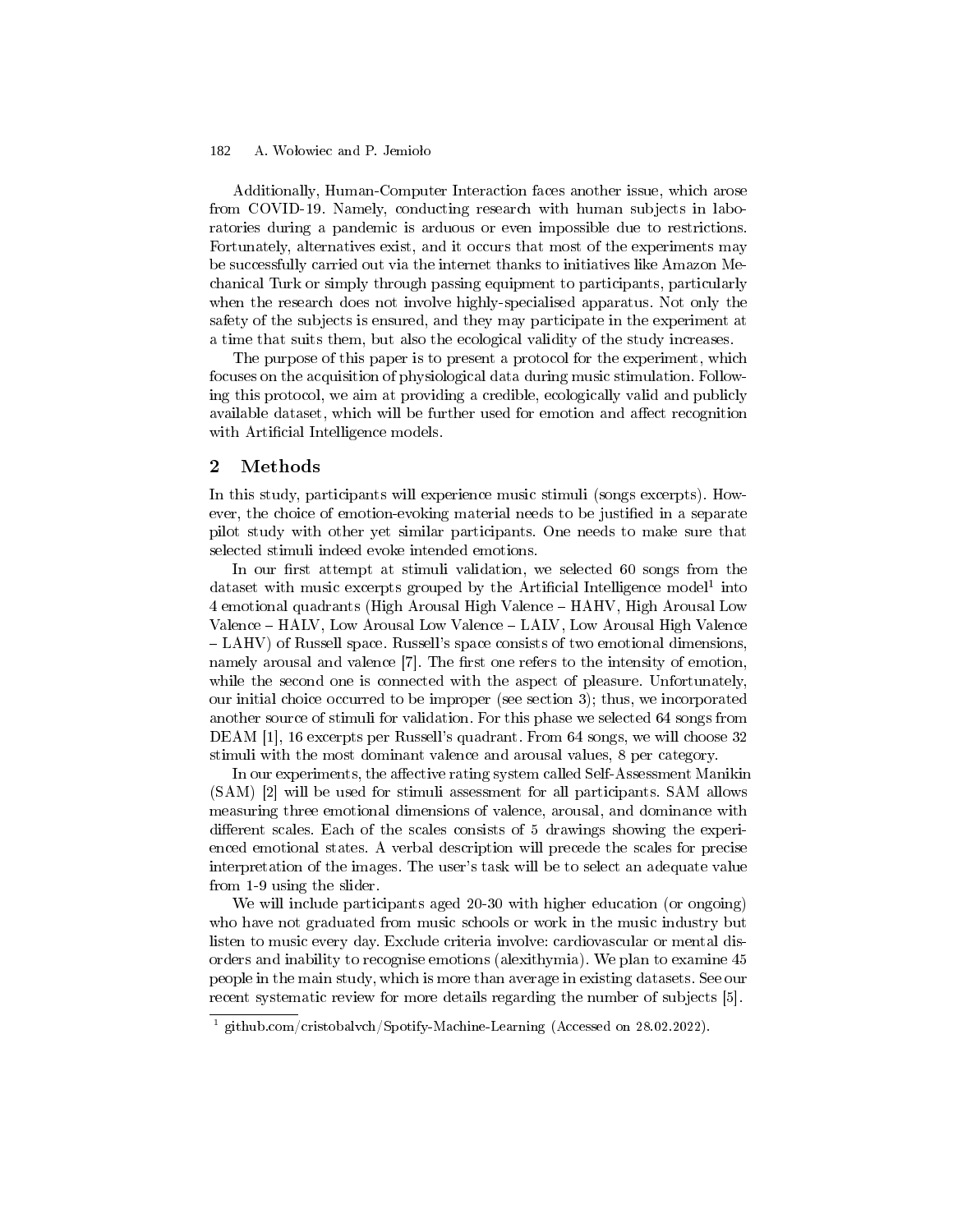Additionally, Human-Computer Interaction faces another issue, which arose from COVID-19. Namely, conducting research with human subjects in laboratories during a pandemic is arduous or even impossible due to restrictions. Fortunately, alternatives exist, and it occurs that most of the experiments may be successfully carried out via the internet thanks to initiatives like Amazon Mechanical Turk or simply through passing equipment to participants, particularly when the research does not involve highly-specialised apparatus. Not only the safety of the subjects is ensured, and they may participate in the experiment at a time that suits them, but also the ecological validity of the study increases.

The purpose of this paper is to present a protocol for the experiment, which focuses on the acquisition of physiological data during music stimulation. Following this protocol, we aim at providing a credible, ecologically valid and publicly available dataset, which will be further used for emotion and affect recognition with Artificial Intelligence models.

## 2 Methods

In this study, participants will experience music stimuli (songs excerpts). However, the choice of emotion-evoking material needs to be justified in a separate pilot study with other yet similar participants. One needs to make sure that selected stimuli indeed evoke intended emotions.

In our first attempt at stimuli validation, we selected 60 songs from the dataset with music excerpts grouped by the Artificial Intelligence model[1] into 4 emotional quadrants (High Arousal High Valence – HAHV, High Arousal Low Valence – HALV, Low Arousal Low Valence – LALV, Low Arousal High Valence – LAHV) of Russell space. Russell's space consists of two emotional dimensions, namely arousal and valence [7]. The first one refers to the intensity of emotion, while the second one is connected with the aspect of pleasure. Unfortunately, our initial choice occurred to be improper (see section 3); thus, we incorporated another source of stimuli for validation. For this phase we selected 64 songs from DEAM [1], 16 excerpts per Russell's quadrant. From 64 songs, we will choose 32 stimuli with the most dominant valence and arousal values, 8 per category.

In our experiments, the affective rating system called Self-Assessment Manikin (SAM) [2] will be used for stimuli assessment for all participants. SAM allows measuring three emotional dimensions of valence, arousal, and dominance with different scales. Each of the scales consists of 5 drawings showing the experienced emotional states. A verbal description will precede the scales for precise interpretation of the images. The user's task will be to select an adequate value from 1-9 using the slider.

We will include participants aged 20-30 with higher education (or ongoing) who have not graduated from music schools or work in the music industry but listen to music every day. Exclude criteria involve: cardiovascular or mental disorders and inability to recognise emotions (alexithymia). We plan to examine 45 people in the main study, which is more than average in existing datasets. See our recent systematic review for more details regarding the number of subjects [5].

[1] github.com/cristobalvch/Spotify-Machine-Learning (Accessed on 28.02.2022).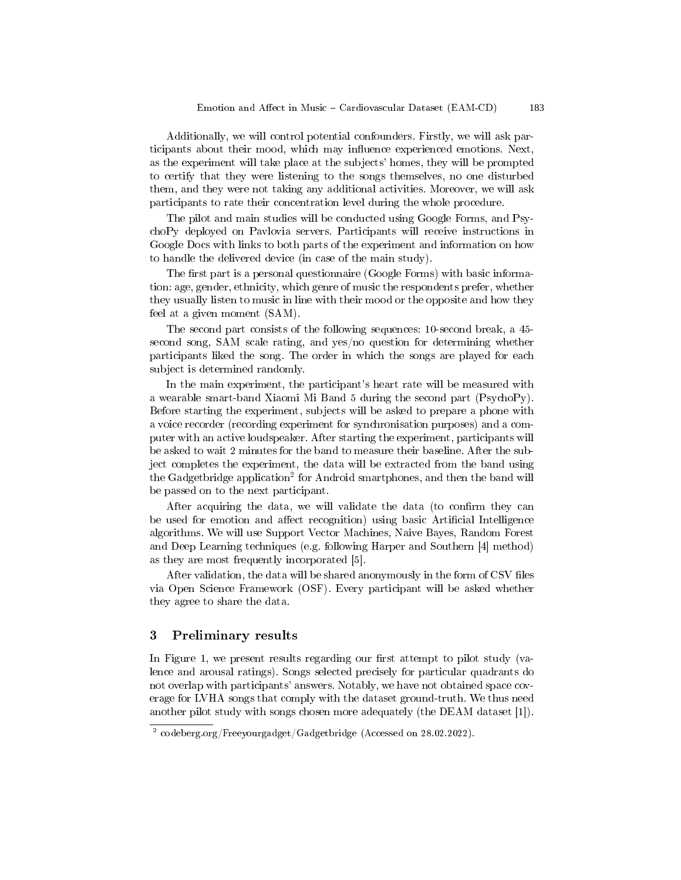Additionally, we will control potential confounders. Firstly, we will ask participants about their mood, which may influence experienced emotions. Next, as the experiment will take place at the subjects' homes, they will be prompted to certify that they were listening to the songs themselves, no one disturbed them, and they were not taking any additional activities. Moreover, we will ask participants to rate their concentration level during the whole procedure.

The pilot and main studies will be conducted using Google Forms, and PsychoPy deployed on Pavlovia servers. Participants will receive instructions in Google Docs with links to both parts of the experiment and information on how to handle the delivered device (in case of the main study).

The first part is a personal questionnaire (Google Forms) with basic information: age, gender, ethnicity, which genre of music the respondents prefer, whether they usually listen to music in line with their mood or the opposite and how they feel at a given moment (SAM).

The second part consists of the following sequences: 10-second break, a 45-second song, SAM scale rating, and yes/no question for determining whether participants liked the song. The order in which the songs are played for each subject is determined randomly.

In the main experiment, the participant's heart rate will be measured with a wearable smart-band Xiaomi Mi Band 5 during the second part (PsychoPy). Before starting the experiment, subjects will be asked to prepare a phone with a voice recorder (recording experiment for synchronisation purposes) and a computer with an active loudspeaker. After starting the experiment, participants will be asked to wait 2 minutes for the band to measure their baseline. After the subject completes the experiment, the data will be extracted from the band using the Gadgetbridge application[2] for Android smartphones, and then the band will be passed on to the next participant.

After acquiring the data, we will validate the data (to confirm they can be used for emotion and affect recognition) using basic Artificial Intelligence algorithms. We will use Support Vector Machines, Naive Bayes, Random Forest and Deep Learning techniques (e.g. following Harper and Southern [4] method) as they are most frequently incorporated [5].

After validation, the data will be shared anonymously in the form of CSV files via Open Science Framework (OSF). Every participant will be asked whether they agree to share the data.

## 3 Preliminary results

In Figure 1, we present results regarding our first attempt to pilot study (valence and arousal ratings). Songs selected precisely for particular quadrants do not overlap with participants' answers. Notably, we have not obtained space coverage for LVHA songs that comply with the dataset ground-truth. We thus need another pilot study with songs chosen more adequately (the DEAM dataset [1]).

[2] codeberg.org/Freeyourgadget/Gadgetbridge (Accessed on 28.02.2022).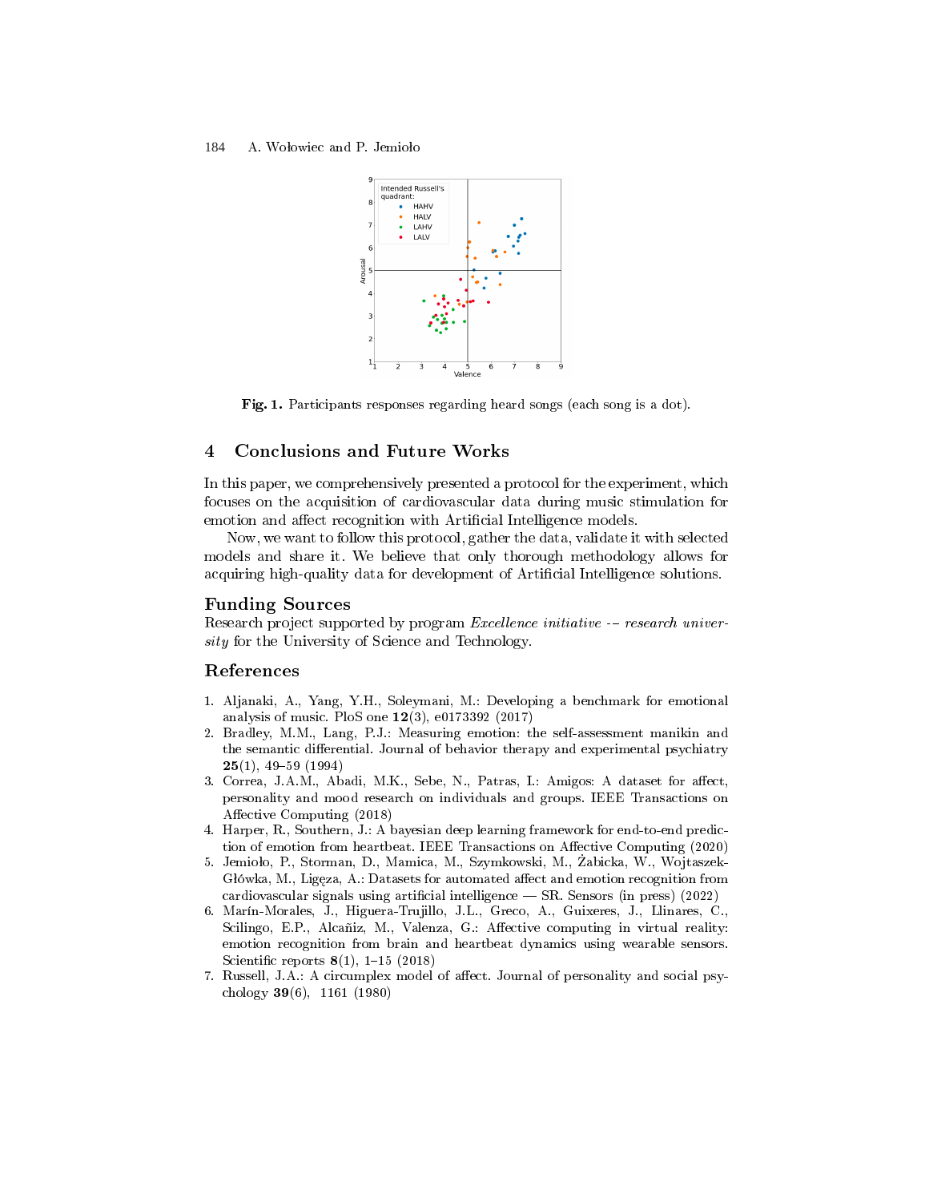Intended Russell's quadrant:
HAHV
HALV
LAHV
LALV

Arousal

Valence

1
2
3
4
5
6
7
8
9

**Fig. 1.** Participants responses regarding heard songs (each song is a dot).

## 4 Conclusions and Future Works

In this paper, we comprehensively presented a protocol for the experiment, which focuses on the acquisition of cardiovascular data during music stimulation for emotion and affect recognition with Artificial Intelligence models.

Now, we want to follow this protocol, gather the data, validate it with selected models and share it. We believe that only thorough methodology allows for acquiring high-quality data for development of Artificial Intelligence solutions.

## Funding Sources

Research project supported by program *Excellence initiative -– research university* for the University of Science and Technology.

## References

1. Aljanaki, A., Yang, Y.H., Soleymani, M.: Developing a benchmark for emotional analysis of music. PloS one **12**(3), e0173392 (2017)
2. Bradley, M.M., Lang, P.J.: Measuring emotion: the self-assessment manikin and the semantic differential. Journal of behavior therapy and experimental psychiatry **25**(1), 49–59 (1994)
3. Correa, J.A.M., Abadi, M.K., Sebe, N., Patras, I.: Amigos: A dataset for affect, personality and mood research on individuals and groups. IEEE Transactions on Affective Computing (2018)
4. Harper, R., Southern, J.: A bayesian deep learning framework for end-to-end prediction of emotion from heartbeat. IEEE Transactions on Affective Computing (2020)
5. Jemioło, P., Storman, D., Mamica, M., Szymkowski, M., Żabicka, W., Wojtaszek-Główka, M., Ligęza, A.: Datasets for automated affect and emotion recognition from cardiovascular signals using artificial intelligence — SR. Sensors (in press) (2022)
6. Marín-Morales, J., Higuera-Trujillo, J.L., Greco, A., Guixeres, J., Llinares, C., Scilingo, E.P., Alcañiz, M., Valenza, G.: Affective computing in virtual reality: emotion recognition from brain and heartbeat dynamics using wearable sensors. Scientific reports **8**(1), 1–15 (2018)
7. Russell, J.A.: A circumplex model of affect. Journal of personality and social psychology **39**(6), 1161 (1980)